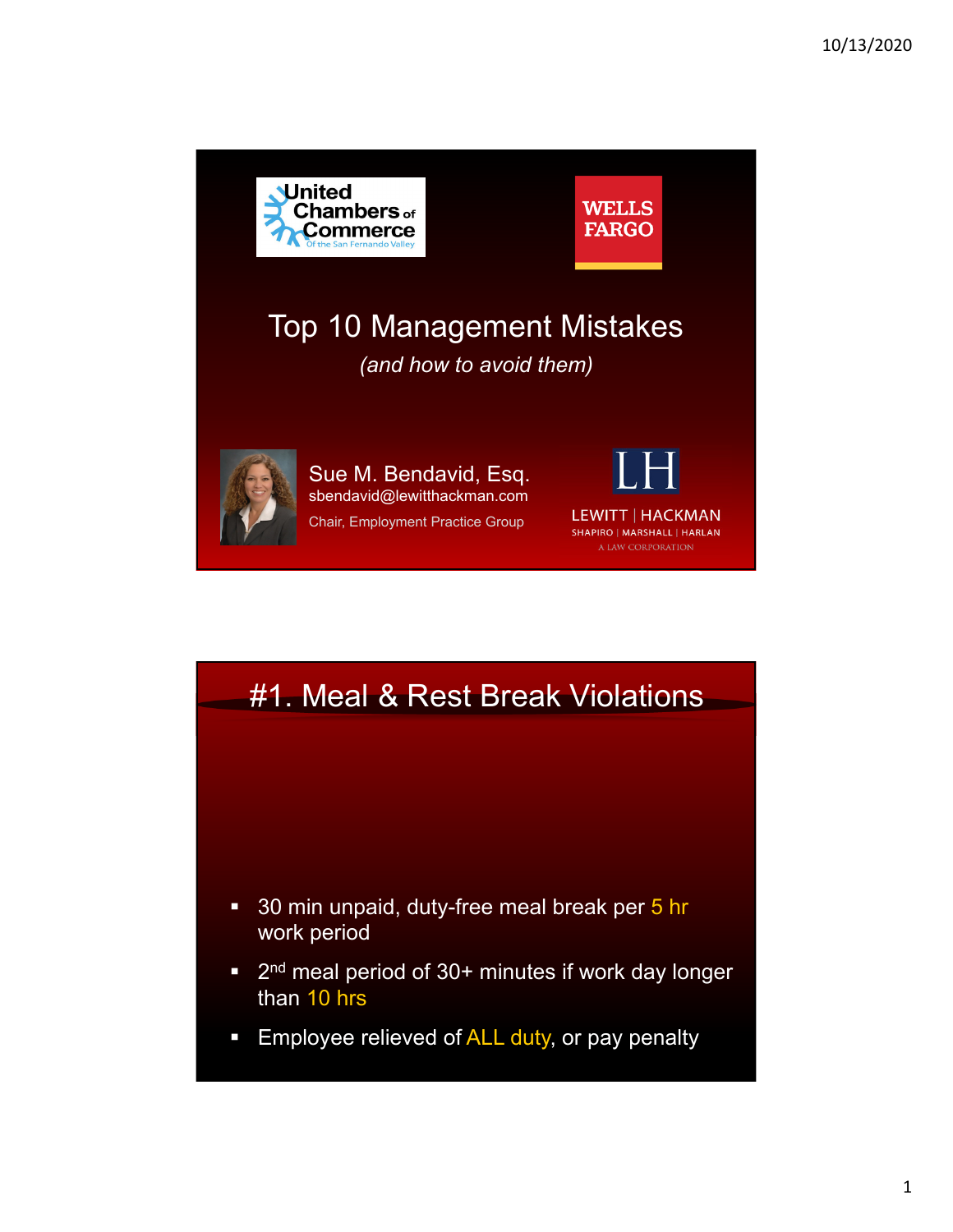United Chambers of Commerce Of the San Fernando Valley

WELLS FARGO

# Top 10 Management Mistakes

*(and how to avoid them)*

Sue M. Bendavid, Esq.
sbendavid@lewitthackman.com
Chair, Employment Practice Group

LH
LEWITT | HACKMAN
SHAPIRO | MARSHALL | HARLAN
A LAW CORPORATION

# #1. Meal & Rest Break Violations

- 30 min unpaid, duty-free meal break per 5 hr work period
- 2nd meal period of 30+ minutes if work day longer than 10 hrs
- Employee relieved of ALL duty, or pay penalty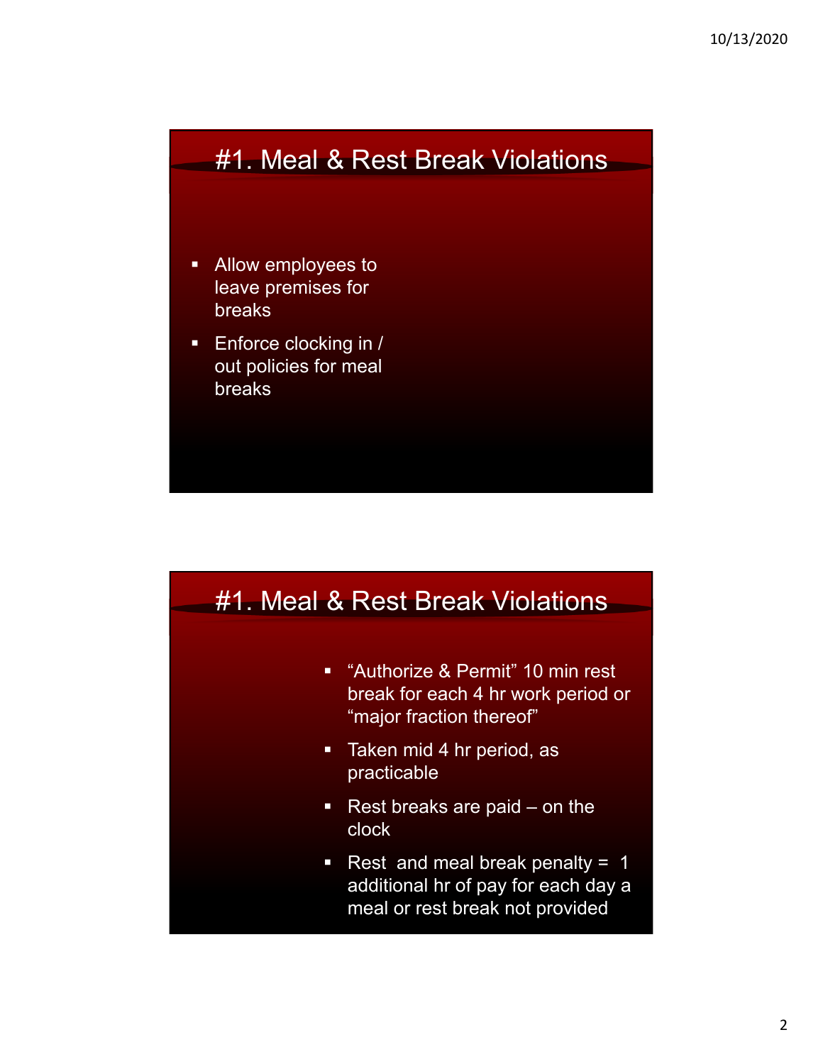## #1. Meal & Rest Break Violations

- Allow employees to leave premises for breaks
- Enforce clocking in / out policies for meal breaks

## #1. Meal & Rest Break Violations

- "Authorize & Permit" 10 min rest break for each 4 hr work period or "major fraction thereof"
- Taken mid 4 hr period, as practicable
- Rest breaks are paid – on the clock
- Rest and meal break penalty = 1 additional hr of pay for each day a meal or rest break not provided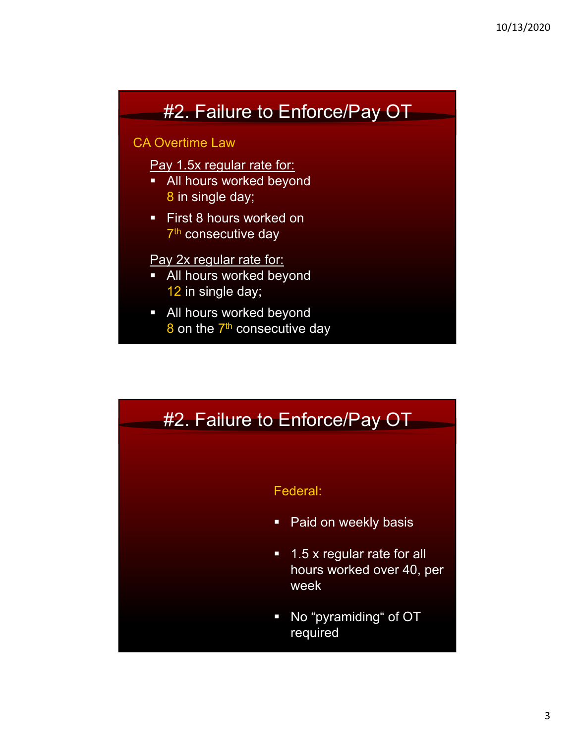## #2. Failure to Enforce/Pay OT

CA Overtime Law

Pay 1.5x regular rate for:

- All hours worked beyond 8 in single day;
- First 8 hours worked on $7^{th}$ consecutive day

Pay 2x regular rate for:

- All hours worked beyond 12 in single day;
- All hours worked beyond 8 on the $7^{th}$ consecutive day

## #2. Failure to Enforce/Pay OT

Federal:

- Paid on weekly basis
- 1.5 x regular rate for all hours worked over 40, per week
- No "pyramiding" of OT required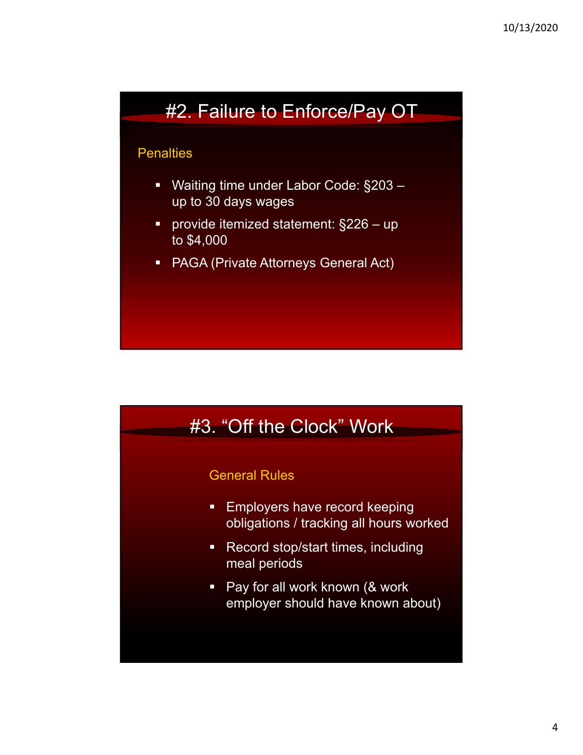## #2. Failure to Enforce/Pay OT

### Penalties

- Waiting time under Labor Code: §203 – up to 30 days wages
- provide itemized statement: §226 – up to $4,000
- PAGA (Private Attorneys General Act)

## #3. "Off the Clock" Work

### General Rules

- Employers have record keeping obligations / tracking all hours worked
- Record stop/start times, including meal periods
- Pay for all work known (& work employer should have known about)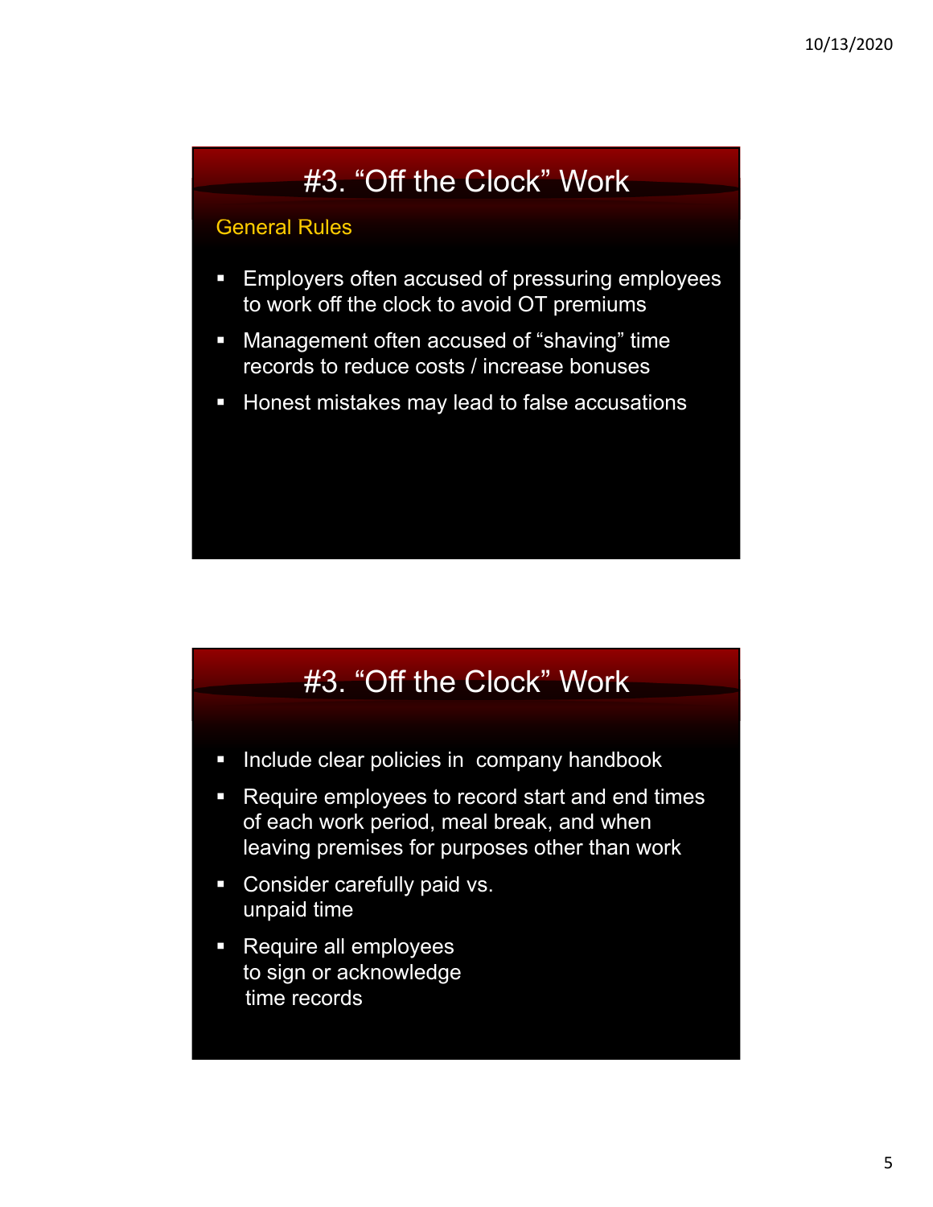## #3. "Off the Clock" Work

### General Rules

- Employers often accused of pressuring employees to work off the clock to avoid OT premiums
- Management often accused of "shaving" time records to reduce costs / increase bonuses
- Honest mistakes may lead to false accusations

## #3. "Off the Clock" Work

- Include clear policies in company handbook
- Require employees to record start and end times of each work period, meal break, and when leaving premises for purposes other than work
- Consider carefully paid vs. unpaid time
- Require all employees to sign or acknowledge time records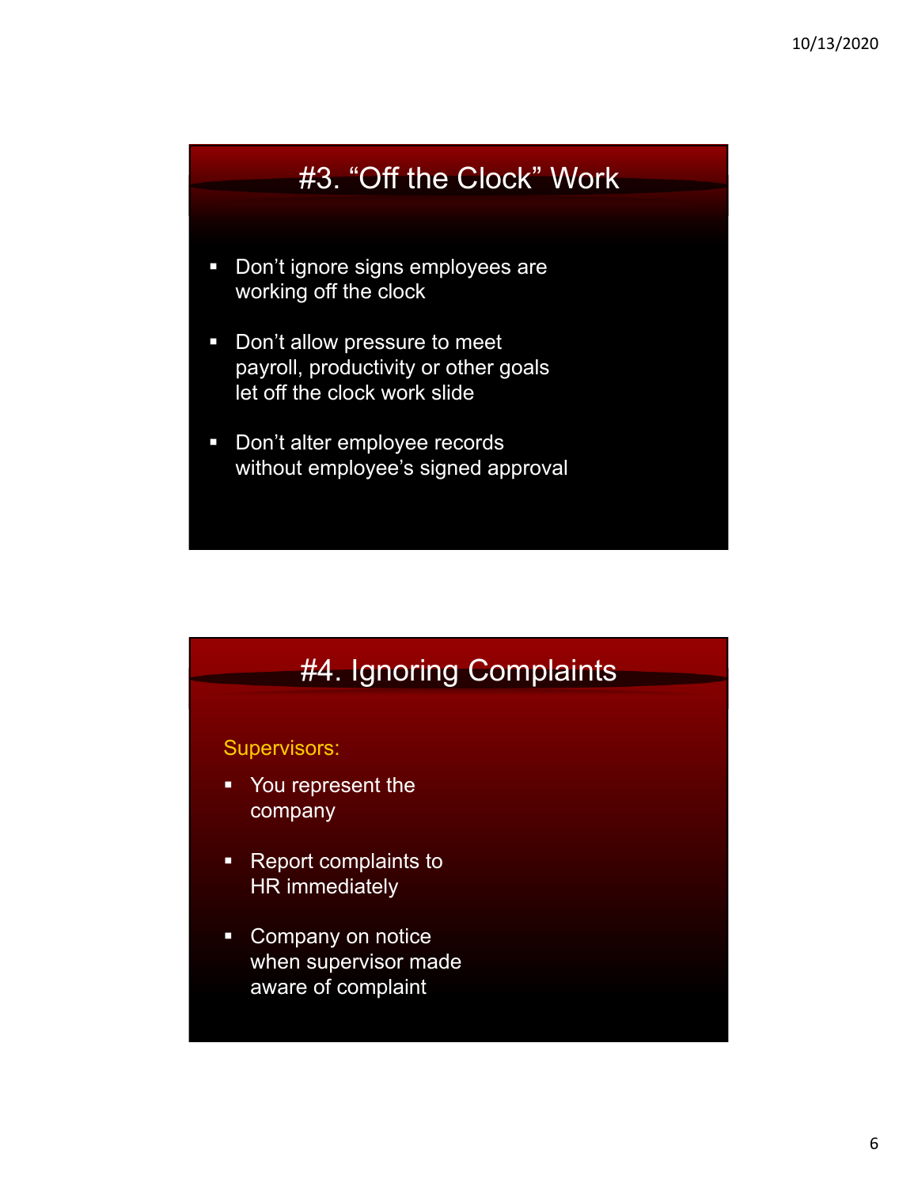## #3. "Off the Clock" Work

- Don't ignore signs employees are working off the clock
- Don't allow pressure to meet payroll, productivity or other goals let off the clock work slide
- Don't alter employee records without employee's signed approval

## #4. Ignoring Complaints

Supervisors:

- You represent the company
- Report complaints to HR immediately
- Company on notice when supervisor made aware of complaint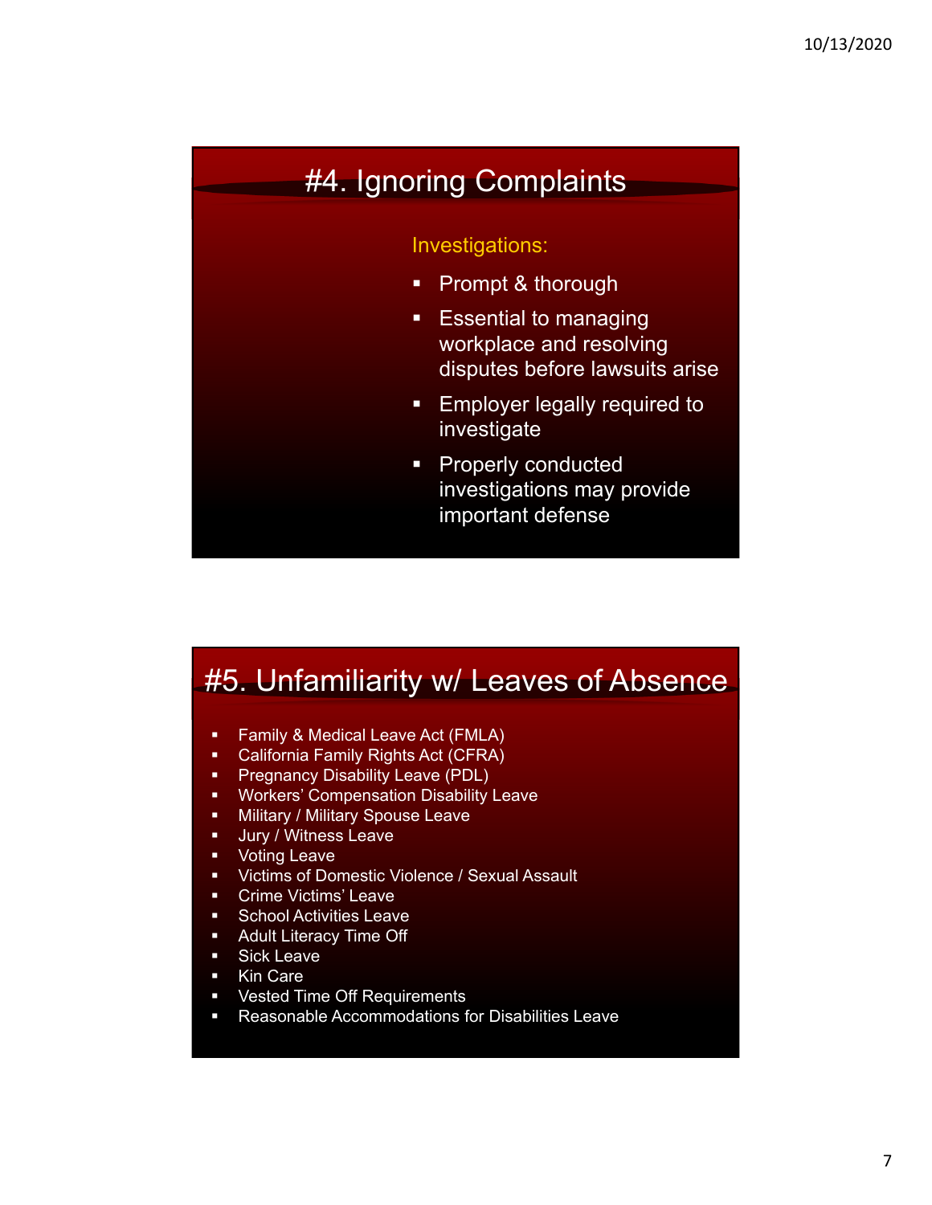## #4. Ignoring Complaints

Investigations:

- Prompt & thorough
- Essential to managing workplace and resolving disputes before lawsuits arise
- Employer legally required to investigate
- Properly conducted investigations may provide important defense

## #5. Unfamiliarity w/ Leaves of Absence

- Family & Medical Leave Act (FMLA)
- California Family Rights Act (CFRA)
- Pregnancy Disability Leave (PDL)
- Workers' Compensation Disability Leave
- Military / Military Spouse Leave
- Jury / Witness Leave
- Voting Leave
- Victims of Domestic Violence / Sexual Assault
- Crime Victims' Leave
- School Activities Leave
- Adult Literacy Time Off
- Sick Leave
- Kin Care
- Vested Time Off Requirements
- Reasonable Accommodations for Disabilities Leave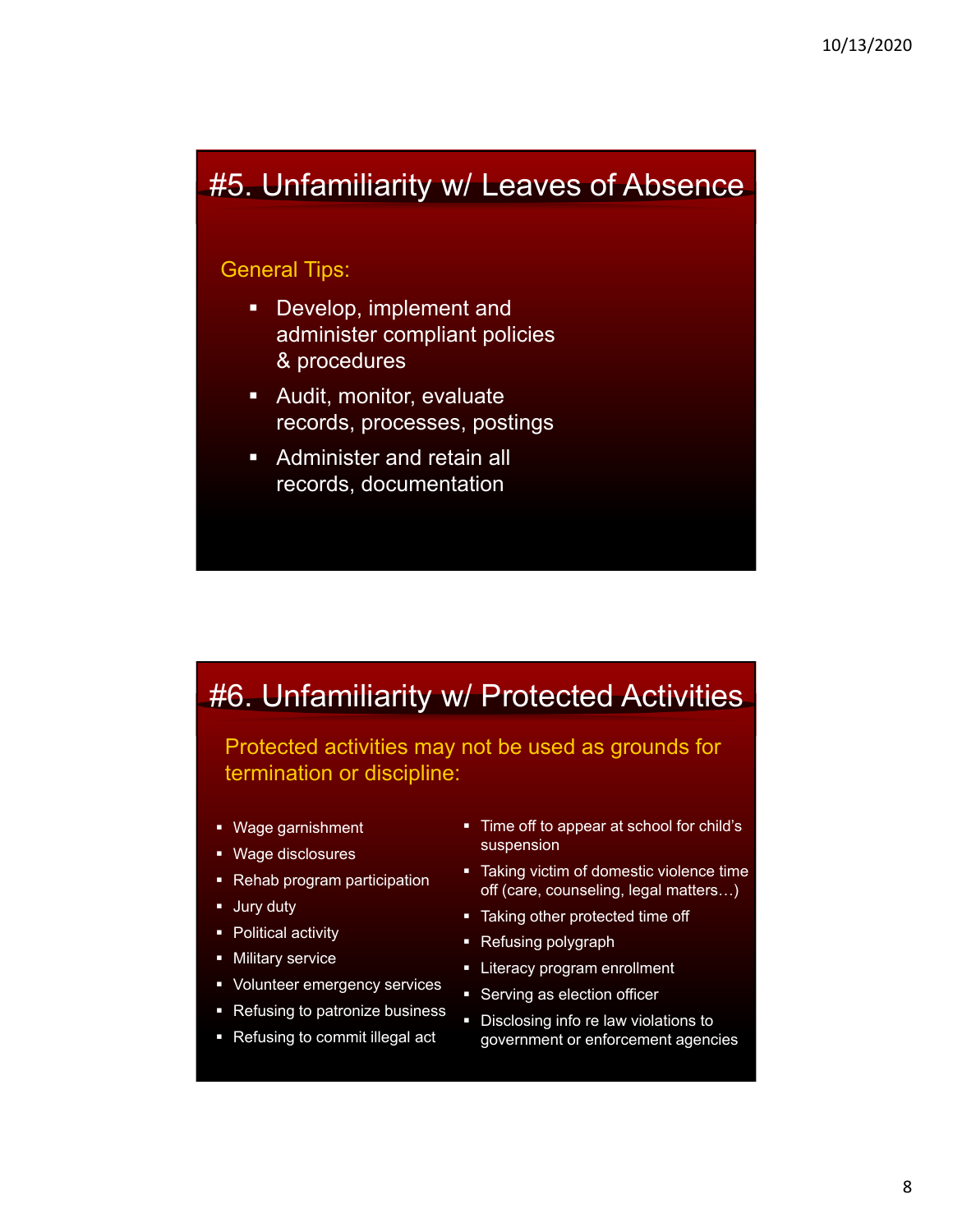## #5. Unfamiliarity w/ Leaves of Absence

General Tips:

- Develop, implement and administer compliant policies & procedures
- Audit, monitor, evaluate records, processes, postings
- Administer and retain all records, documentation

## #6. Unfamiliarity w/ Protected Activities

Protected activities may not be used as grounds for termination or discipline:

- Wage garnishment
- Wage disclosures
- Rehab program participation
- Jury duty
- Political activity
- Military service
- Volunteer emergency services
- Refusing to patronize business
- Refusing to commit illegal act
- Time off to appear at school for child's suspension
- Taking victim of domestic violence time off (care, counseling, legal matters…)
- Taking other protected time off
- Refusing polygraph
- Literacy program enrollment
- Serving as election officer
- Disclosing info re law violations to government or enforcement agencies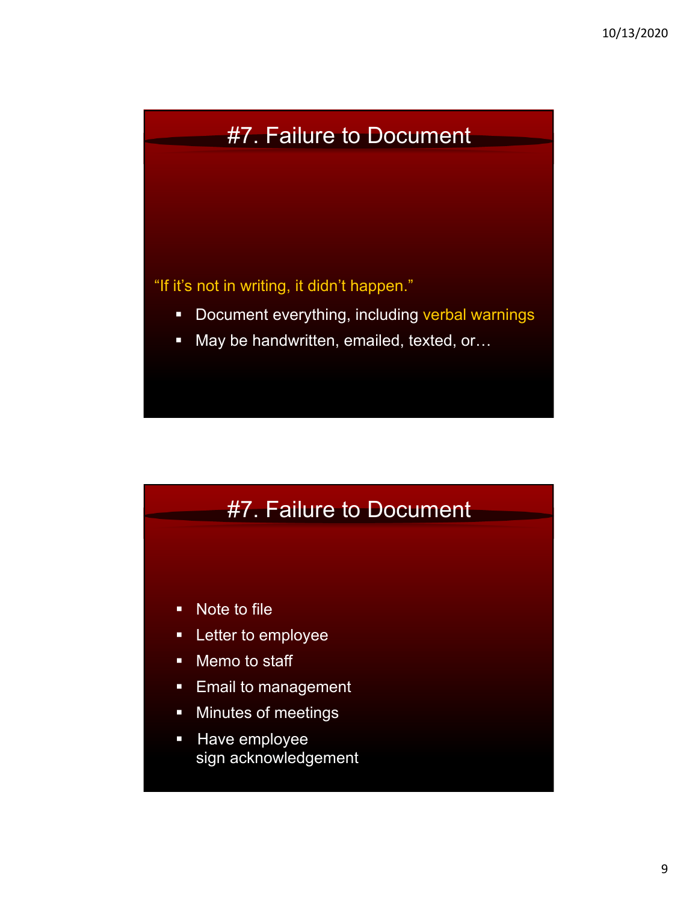## #7. Failure to Document

"If it's not in writing, it didn't happen."

- Document everything, including verbal warnings
- May be handwritten, emailed, texted, or…

## #7. Failure to Document

- Note to file
- Letter to employee
- Memo to staff
- Email to management
- Minutes of meetings
- Have employee sign acknowledgement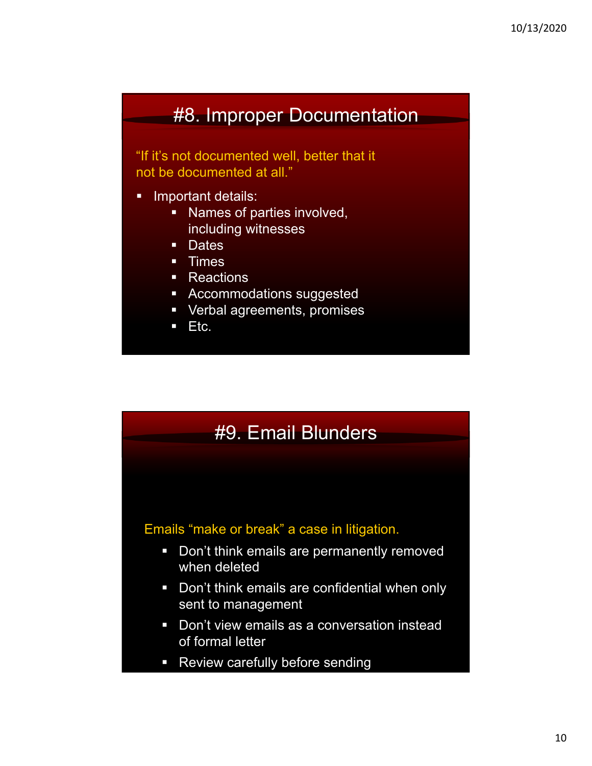## #8. Improper Documentation

"If it's not documented well, better that it not be documented at all."

- Important details:
  - Names of parties involved, including witnesses
  - Dates
  - Times
  - Reactions
  - Accommodations suggested
  - Verbal agreements, promises
  - Etc.

## #9. Email Blunders

Emails "make or break" a case in litigation.

- Don't think emails are permanently removed when deleted
- Don't think emails are confidential when only sent to management
- Don't view emails as a conversation instead of formal letter
- Review carefully before sending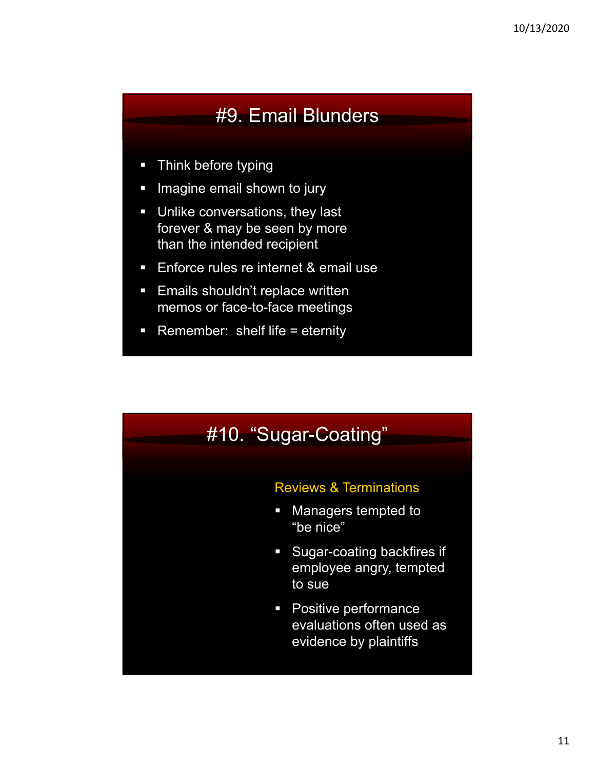## #9. Email Blunders

- Think before typing
- Imagine email shown to jury
- Unlike conversations, they last forever & may be seen by more than the intended recipient
- Enforce rules re internet & email use
- Emails shouldn't replace written memos or face-to-face meetings
- Remember: shelf life = eternity

## #10. "Sugar-Coating"

Reviews & Terminations

- Managers tempted to "be nice"
- Sugar-coating backfires if employee angry, tempted to sue
- Positive performance evaluations often used as evidence by plaintiffs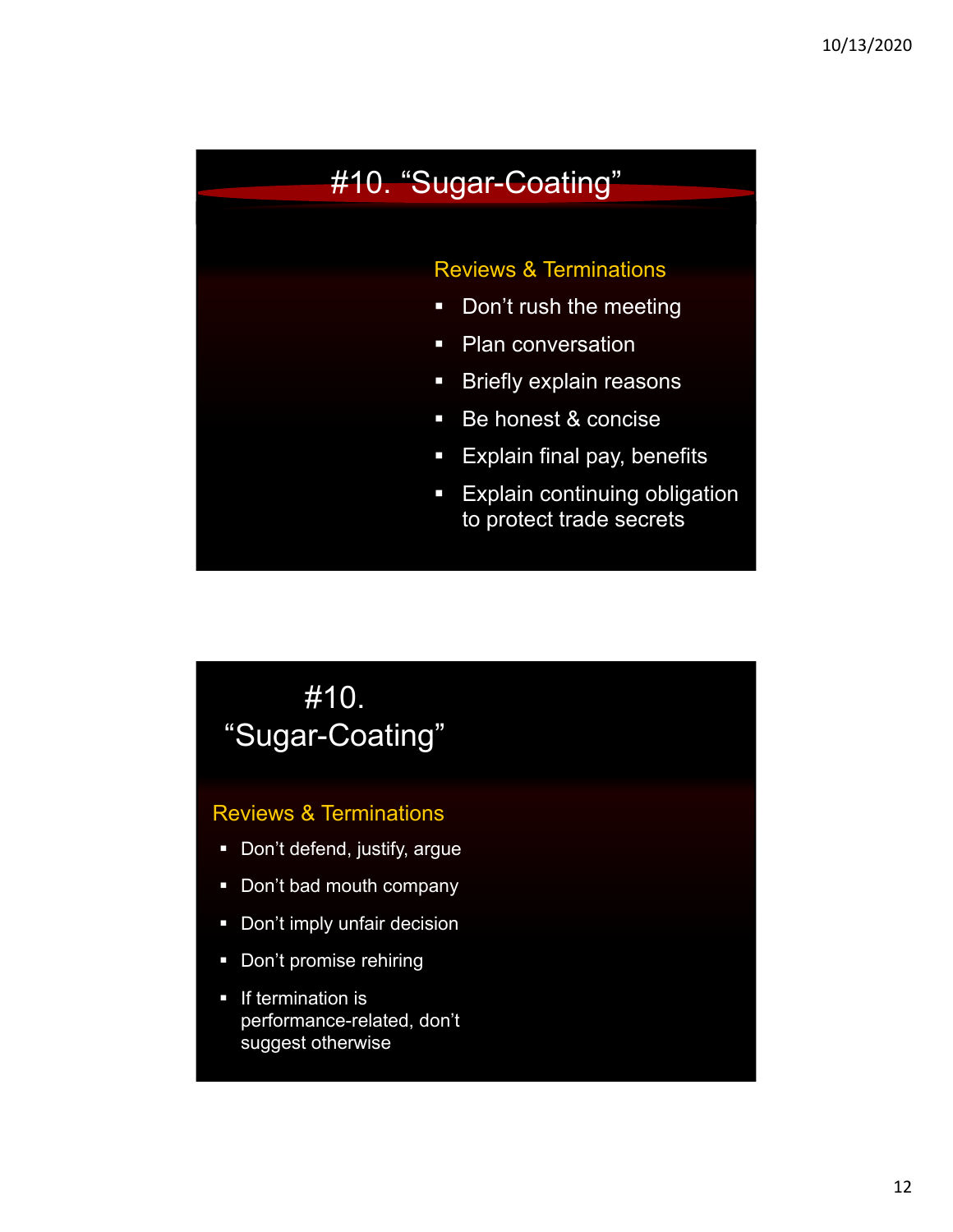## #10. "Sugar-Coating"

### Reviews & Terminations

- Don't rush the meeting
- Plan conversation
- Briefly explain reasons
- Be honest & concise
- Explain final pay, benefits
- Explain continuing obligation to protect trade secrets

## #10. "Sugar-Coating"

### Reviews & Terminations

- Don't defend, justify, argue
- Don't bad mouth company
- Don't imply unfair decision
- Don't promise rehiring
- If termination is performance-related, don't suggest otherwise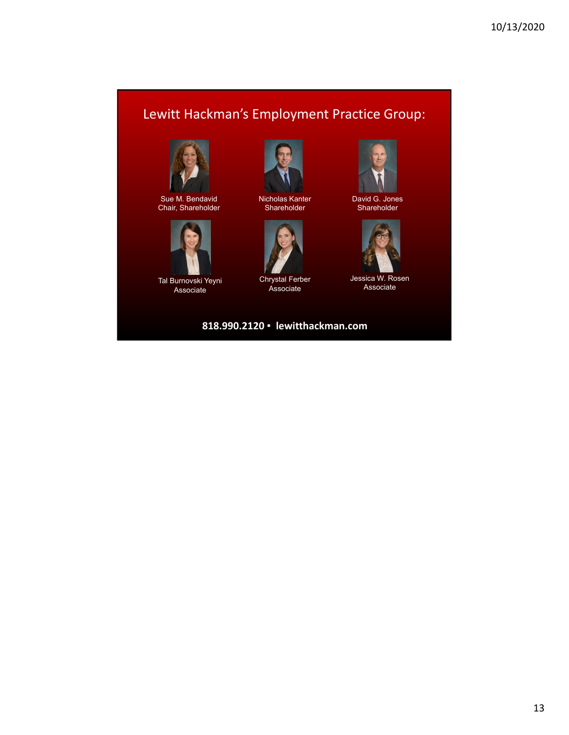## Lewitt Hackman's Employment Practice Group:

Sue M. Bendavid
Chair, Shareholder

Nicholas Kanter
Shareholder

David G. Jones
Shareholder

Tal Burnovski Yeyni
Associate

Chrystal Ferber
Associate

Jessica W. Rosen
Associate

**818.990.2120 ▪ lewitthackman.com**